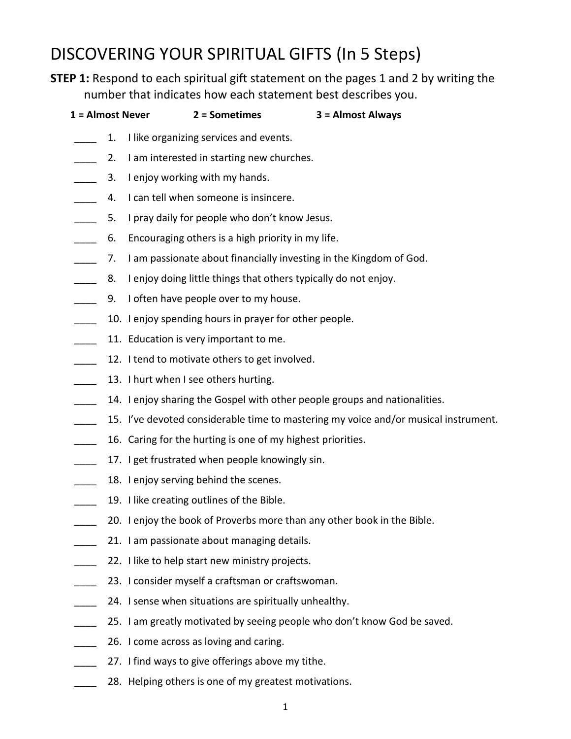# DISCOVERING YOUR SPIRITUAL GIFTS (In 5 Steps)

**STEP 1:** Respond to each spiritual gift statement on the pages 1 and 2 by writing the number that indicates how each statement best describes you.

**1 = Almost Never** **2 = Sometimes** **3 = Almost Always**

____ 1. I like organizing services and events.

____ 2. I am interested in starting new churches.

____ 3. I enjoy working with my hands.

____ 4. I can tell when someone is insincere.

____ 5. I pray daily for people who don't know Jesus.

____ 6. Encouraging others is a high priority in my life.

____ 7. I am passionate about financially investing in the Kingdom of God.

____ 8. I enjoy doing little things that others typically do not enjoy.

____ 9. I often have people over to my house.

____ 10. I enjoy spending hours in prayer for other people.

____ 11. Education is very important to me.

____ 12. I tend to motivate others to get involved.

____ 13. I hurt when I see others hurting.

____ 14. I enjoy sharing the Gospel with other people groups and nationalities.

____ 15. I've devoted considerable time to mastering my voice and/or musical instrument.

____ 16. Caring for the hurting is one of my highest priorities.

____ 17. I get frustrated when people knowingly sin.

____ 18. I enjoy serving behind the scenes.

____ 19. I like creating outlines of the Bible.

____ 20. I enjoy the book of Proverbs more than any other book in the Bible.

____ 21. I am passionate about managing details.

____ 22. I like to help start new ministry projects.

____ 23. I consider myself a craftsman or craftswoman.

____ 24. I sense when situations are spiritually unhealthy.

____ 25. I am greatly motivated by seeing people who don't know God be saved.

____ 26. I come across as loving and caring.

____ 27. I find ways to give offerings above my tithe.

____ 28. Helping others is one of my greatest motivations.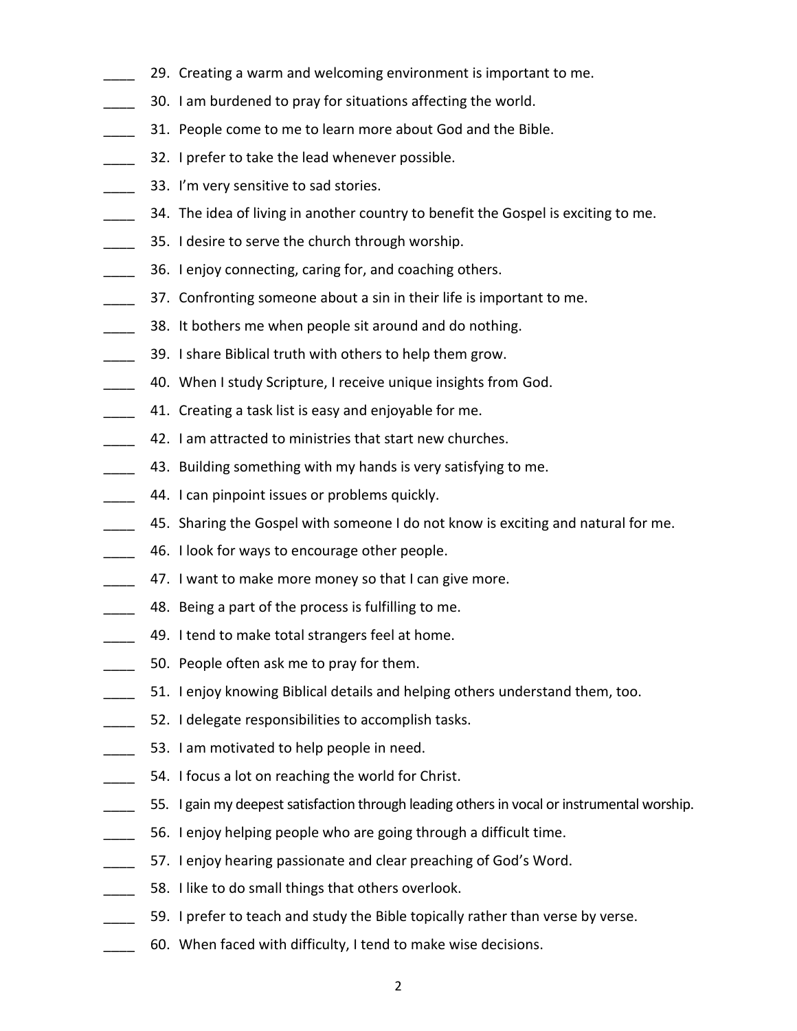____ 29. Creating a warm and welcoming environment is important to me.

____ 30. I am burdened to pray for situations affecting the world.

____ 31. People come to me to learn more about God and the Bible.

____ 32. I prefer to take the lead whenever possible.

____ 33. I'm very sensitive to sad stories.

____ 34. The idea of living in another country to benefit the Gospel is exciting to me.

____ 35. I desire to serve the church through worship.

____ 36. I enjoy connecting, caring for, and coaching others.

____ 37. Confronting someone about a sin in their life is important to me.

____ 38. It bothers me when people sit around and do nothing.

____ 39. I share Biblical truth with others to help them grow.

____ 40. When I study Scripture, I receive unique insights from God.

____ 41. Creating a task list is easy and enjoyable for me.

____ 42. I am attracted to ministries that start new churches.

____ 43. Building something with my hands is very satisfying to me.

____ 44. I can pinpoint issues or problems quickly.

____ 45. Sharing the Gospel with someone I do not know is exciting and natural for me.

____ 46. I look for ways to encourage other people.

____ 47. I want to make more money so that I can give more.

____ 48. Being a part of the process is fulfilling to me.

____ 49. I tend to make total strangers feel at home.

____ 50. People often ask me to pray for them.

____ 51. I enjoy knowing Biblical details and helping others understand them, too.

____ 52. I delegate responsibilities to accomplish tasks.

____ 53. I am motivated to help people in need.

____ 54. I focus a lot on reaching the world for Christ.

____ 55. I gain my deepest satisfaction through leading others in vocal or instrumental worship.

____ 56. I enjoy helping people who are going through a difficult time.

____ 57. I enjoy hearing passionate and clear preaching of God's Word.

____ 58. I like to do small things that others overlook.

____ 59. I prefer to teach and study the Bible topically rather than verse by verse.

____ 60. When faced with difficulty, I tend to make wise decisions.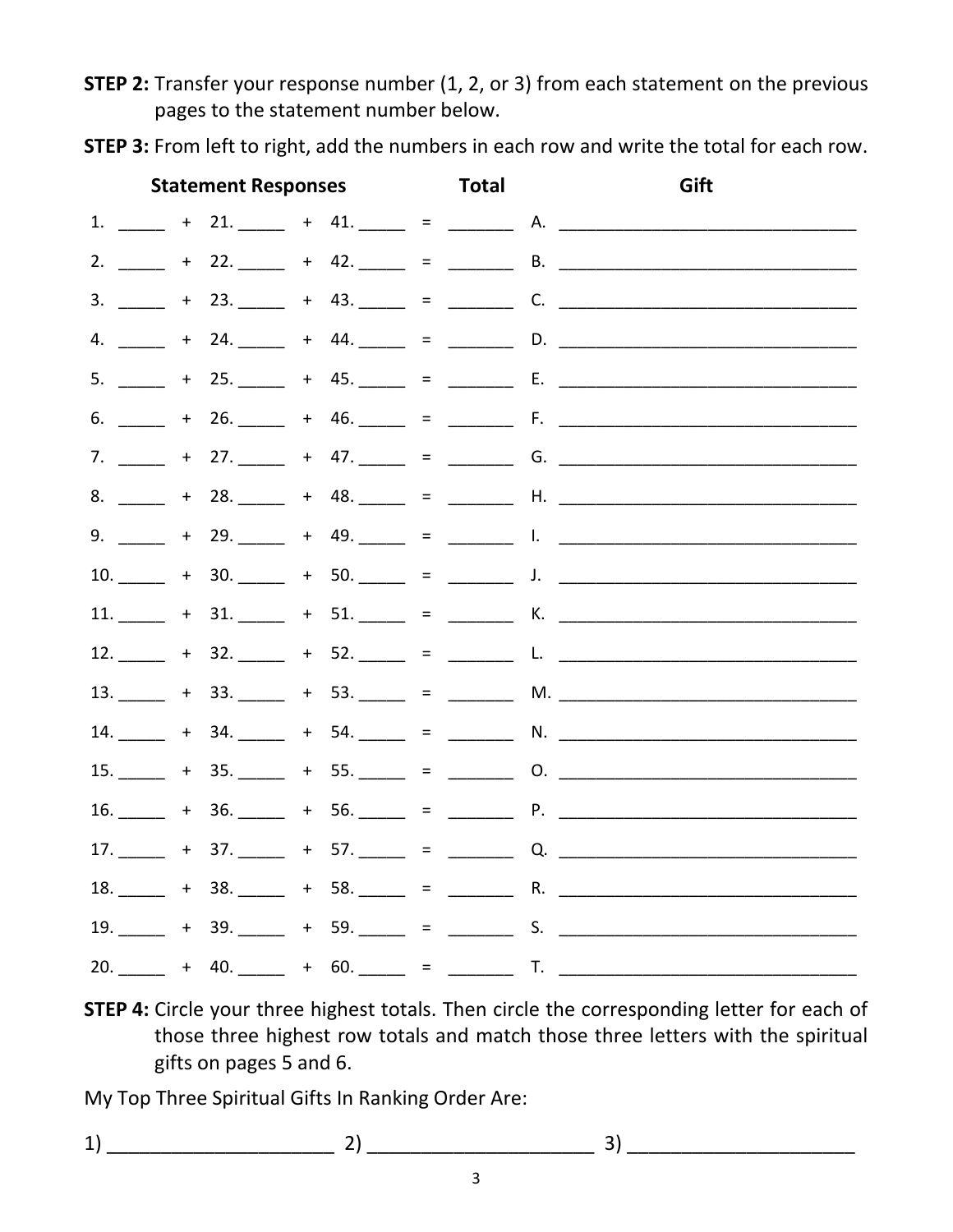**STEP 2:** Transfer your response number (1, 2, or 3) from each statement on the previous pages to the statement number below.

**STEP 3:** From left to right, add the numbers in each row and write the total for each row.

| Statement Responses | | | | | | Total | Gift |
|---|---|---|---|---|---|---|---|
| 1. _____ | + | 21. _____ | + | 41. _____ | = | _______ | A. _______________________________ |
| 2. _____ | + | 22. _____ | + | 42. _____ | = | _______ | B. _______________________________ |
| 3. _____ | + | 23. _____ | + | 43. _____ | = | _______ | C. _______________________________ |
| 4. _____ | + | 24. _____ | + | 44. _____ | = | _______ | D. _______________________________ |
| 5. _____ | + | 25. _____ | + | 45. _____ | = | _______ | E. _______________________________ |
| 6. _____ | + | 26. _____ | + | 46. _____ | = | _______ | F. _______________________________ |
| 7. _____ | + | 27. _____ | + | 47. _____ | = | _______ | G. _______________________________ |
| 8. _____ | + | 28. _____ | + | 48. _____ | = | _______ | H. _______________________________ |
| 9. _____ | + | 29. _____ | + | 49. _____ | = | _______ | I. _______________________________ |
| 10. _____ | + | 30. _____ | + | 50. _____ | = | _______ | J. _______________________________ |
| 11. _____ | + | 31. _____ | + | 51. _____ | = | _______ | K. _______________________________ |
| 12. _____ | + | 32. _____ | + | 52. _____ | = | _______ | L. _______________________________ |
| 13. _____ | + | 33. _____ | + | 53. _____ | = | _______ | M. _______________________________ |
| 14. _____ | + | 34. _____ | + | 54. _____ | = | _______ | N. _______________________________ |
| 15. _____ | + | 35. _____ | + | 55. _____ | = | _______ | O. _______________________________ |
| 16. _____ | + | 36. _____ | + | 56. _____ | = | _______ | P. _______________________________ |
| 17. _____ | + | 37. _____ | + | 57. _____ | = | _______ | Q. _______________________________ |
| 18. _____ | + | 38. _____ | + | 58. _____ | = | _______ | R. _______________________________ |
| 19. _____ | + | 39. _____ | + | 59. _____ | = | _______ | S. _______________________________ |
| 20. _____ | + | 40. _____ | + | 60. _____ | = | _______ | T. _______________________________ |

**STEP 4:** Circle your three highest totals. Then circle the corresponding letter for each of those three highest row totals and match those three letters with the spiritual gifts on pages 5 and 6.

My Top Three Spiritual Gifts In Ranking Order Are:

1) _____________________ 2) _____________________ 3) _____________________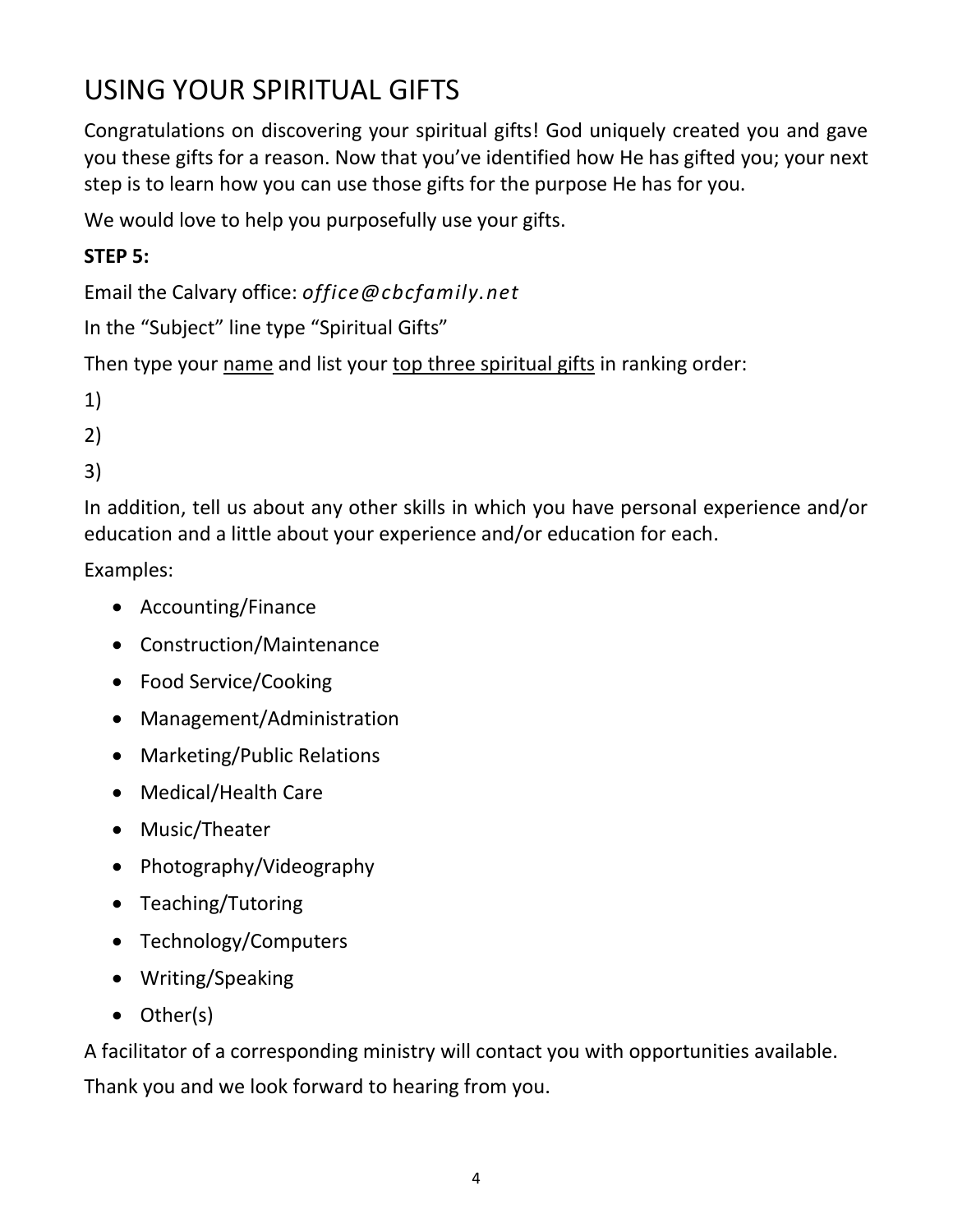# USING YOUR SPIRITUAL GIFTS

Congratulations on discovering your spiritual gifts! God uniquely created you and gave you these gifts for a reason. Now that you've identified how He has gifted you; your next step is to learn how you can use those gifts for the purpose He has for you.

We would love to help you purposefully use your gifts.

**STEP 5:**

Email the Calvary office: *office@cbcfamily.net*

In the "Subject" line type "Spiritual Gifts"

Then type your <u>name</u> and list your <u>top three spiritual gifts</u> in ranking order:

1)

2)

3)

In addition, tell us about any other skills in which you have personal experience and/or education and a little about your experience and/or education for each.

Examples:

- Accounting/Finance
- Construction/Maintenance
- Food Service/Cooking
- Management/Administration
- Marketing/Public Relations
- Medical/Health Care
- Music/Theater
- Photography/Videography
- Teaching/Tutoring
- Technology/Computers
- Writing/Speaking
- Other(s)

A facilitator of a corresponding ministry will contact you with opportunities available.

Thank you and we look forward to hearing from you.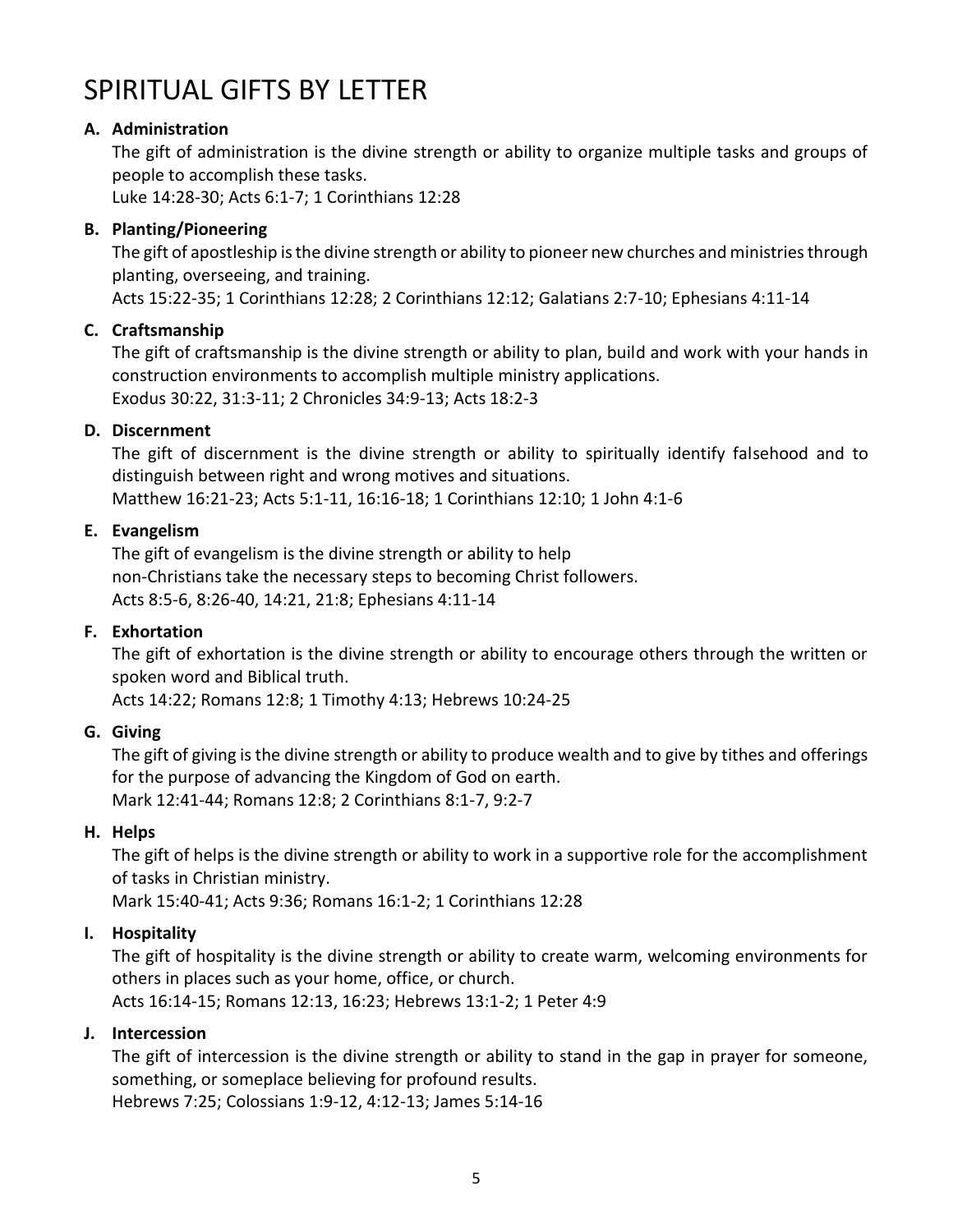# SPIRITUAL GIFTS BY LETTER

**A. Administration**

The gift of administration is the divine strength or ability to organize multiple tasks and groups of people to accomplish these tasks.
Luke 14:28-30; Acts 6:1-7; 1 Corinthians 12:28

**B. Planting/Pioneering**

The gift of apostleship is the divine strength or ability to pioneer new churches and ministries through planting, overseeing, and training.
Acts 15:22-35; 1 Corinthians 12:28; 2 Corinthians 12:12; Galatians 2:7-10; Ephesians 4:11-14

**C. Craftsmanship**

The gift of craftsmanship is the divine strength or ability to plan, build and work with your hands in construction environments to accomplish multiple ministry applications.
Exodus 30:22, 31:3-11; 2 Chronicles 34:9-13; Acts 18:2-3

**D. Discernment**

The gift of discernment is the divine strength or ability to spiritually identify falsehood and to distinguish between right and wrong motives and situations.
Matthew 16:21-23; Acts 5:1-11, 16:16-18; 1 Corinthians 12:10; 1 John 4:1-6

**E. Evangelism**

The gift of evangelism is the divine strength or ability to help non-Christians take the necessary steps to becoming Christ followers.
Acts 8:5-6, 8:26-40, 14:21, 21:8; Ephesians 4:11-14

**F. Exhortation**

The gift of exhortation is the divine strength or ability to encourage others through the written or spoken word and Biblical truth.
Acts 14:22; Romans 12:8; 1 Timothy 4:13; Hebrews 10:24-25

**G. Giving**

The gift of giving is the divine strength or ability to produce wealth and to give by tithes and offerings for the purpose of advancing the Kingdom of God on earth.
Mark 12:41-44; Romans 12:8; 2 Corinthians 8:1-7, 9:2-7

**H. Helps**

The gift of helps is the divine strength or ability to work in a supportive role for the accomplishment of tasks in Christian ministry.
Mark 15:40-41; Acts 9:36; Romans 16:1-2; 1 Corinthians 12:28

**I. Hospitality**

The gift of hospitality is the divine strength or ability to create warm, welcoming environments for others in places such as your home, office, or church.
Acts 16:14-15; Romans 12:13, 16:23; Hebrews 13:1-2; 1 Peter 4:9

**J. Intercession**

The gift of intercession is the divine strength or ability to stand in the gap in prayer for someone, something, or someplace believing for profound results.
Hebrews 7:25; Colossians 1:9-12, 4:12-13; James 5:14-16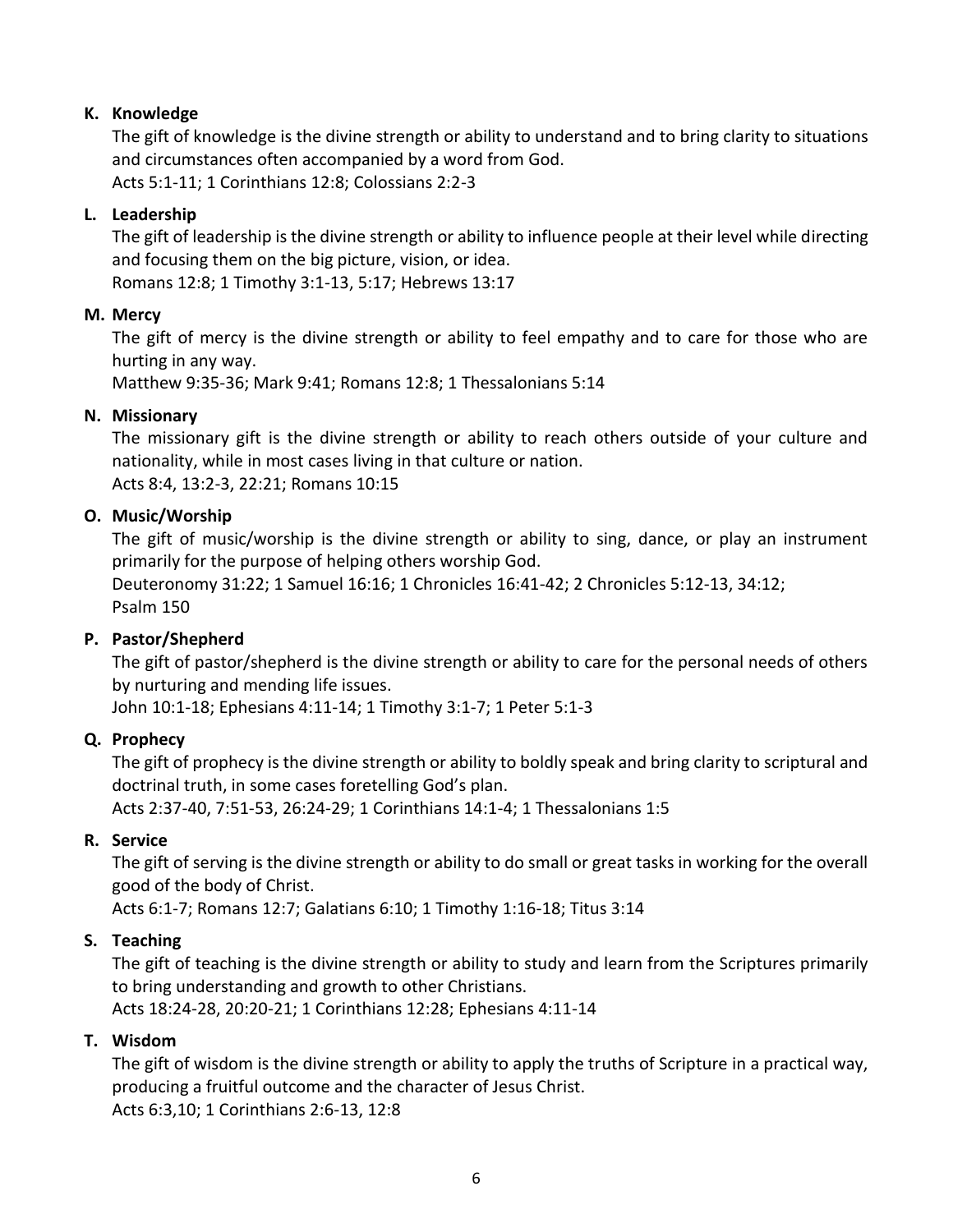**K. Knowledge**

The gift of knowledge is the divine strength or ability to understand and to bring clarity to situations and circumstances often accompanied by a word from God.
Acts 5:1-11; 1 Corinthians 12:8; Colossians 2:2-3

**L. Leadership**

The gift of leadership is the divine strength or ability to influence people at their level while directing and focusing them on the big picture, vision, or idea.
Romans 12:8; 1 Timothy 3:1-13, 5:17; Hebrews 13:17

**M. Mercy**

The gift of mercy is the divine strength or ability to feel empathy and to care for those who are hurting in any way.
Matthew 9:35-36; Mark 9:41; Romans 12:8; 1 Thessalonians 5:14

**N. Missionary**

The missionary gift is the divine strength or ability to reach others outside of your culture and nationality, while in most cases living in that culture or nation.
Acts 8:4, 13:2-3, 22:21; Romans 10:15

**O. Music/Worship**

The gift of music/worship is the divine strength or ability to sing, dance, or play an instrument primarily for the purpose of helping others worship God.
Deuteronomy 31:22; 1 Samuel 16:16; 1 Chronicles 16:41-42; 2 Chronicles 5:12-13, 34:12; Psalm 150

**P. Pastor/Shepherd**

The gift of pastor/shepherd is the divine strength or ability to care for the personal needs of others by nurturing and mending life issues.
John 10:1-18; Ephesians 4:11-14; 1 Timothy 3:1-7; 1 Peter 5:1-3

**Q. Prophecy**

The gift of prophecy is the divine strength or ability to boldly speak and bring clarity to scriptural and doctrinal truth, in some cases foretelling God's plan.
Acts 2:37-40, 7:51-53, 26:24-29; 1 Corinthians 14:1-4; 1 Thessalonians 1:5

**R. Service**

The gift of serving is the divine strength or ability to do small or great tasks in working for the overall good of the body of Christ.
Acts 6:1-7; Romans 12:7; Galatians 6:10; 1 Timothy 1:16-18; Titus 3:14

**S. Teaching**

The gift of teaching is the divine strength or ability to study and learn from the Scriptures primarily to bring understanding and growth to other Christians.
Acts 18:24-28, 20:20-21; 1 Corinthians 12:28; Ephesians 4:11-14

**T. Wisdom**

The gift of wisdom is the divine strength or ability to apply the truths of Scripture in a practical way, producing a fruitful outcome and the character of Jesus Christ.
Acts 6:3,10; 1 Corinthians 2:6-13, 12:8